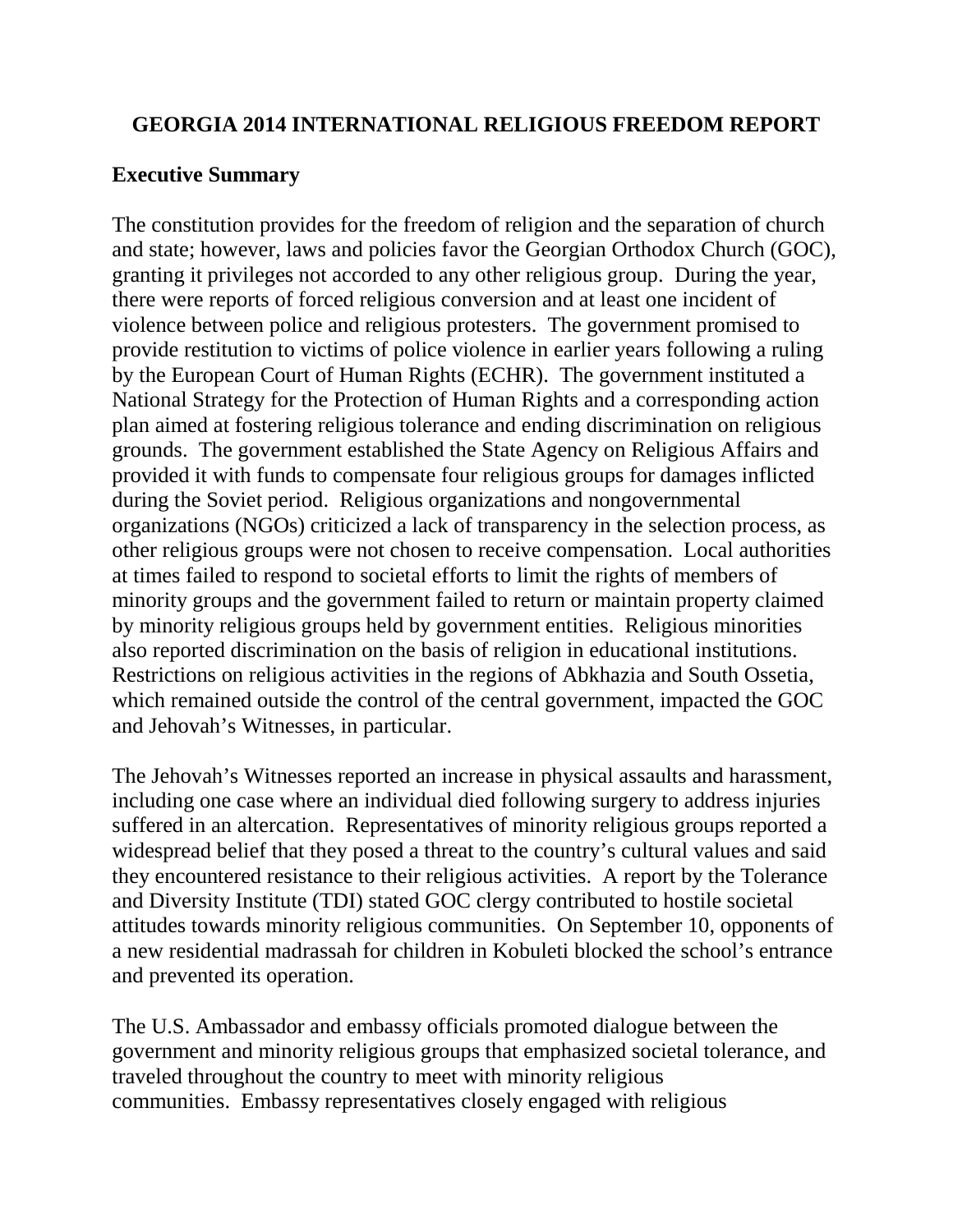# GEORGIA 2014 INTERNATIONAL RELIGIOUS FREEDOM REPORT

## Executive Summary

The constitution provides for the freedom of religion and the separation of church and state; however, laws and policies favor the Georgian Orthodox Church (GOC), granting it privileges not accorded to any other religious group. During the year, there were reports of forced religious conversion and at least one incident of violence between police and religious protesters. The government promised to provide restitution to victims of police violence in earlier years following a ruling by the European Court of Human Rights (ECHR). The government instituted a National Strategy for the Protection of Human Rights and a corresponding action plan aimed at fostering religious tolerance and ending discrimination on religious grounds. The government established the State Agency on Religious Affairs and provided it with funds to compensate four religious groups for damages inflicted during the Soviet period. Religious organizations and nongovernmental organizations (NGOs) criticized a lack of transparency in the selection process, as other religious groups were not chosen to receive compensation. Local authorities at times failed to respond to societal efforts to limit the rights of members of minority groups and the government failed to return or maintain property claimed by minority religious groups held by government entities. Religious minorities also reported discrimination on the basis of religion in educational institutions. Restrictions on religious activities in the regions of Abkhazia and South Ossetia, which remained outside the control of the central government, impacted the GOC and Jehovah's Witnesses, in particular.

The Jehovah's Witnesses reported an increase in physical assaults and harassment, including one case where an individual died following surgery to address injuries suffered in an altercation. Representatives of minority religious groups reported a widespread belief that they posed a threat to the country's cultural values and said they encountered resistance to their religious activities. A report by the Tolerance and Diversity Institute (TDI) stated GOC clergy contributed to hostile societal attitudes towards minority religious communities. On September 10, opponents of a new residential madrassah for children in Kobuleti blocked the school's entrance and prevented its operation.

The U.S. Ambassador and embassy officials promoted dialogue between the government and minority religious groups that emphasized societal tolerance, and traveled throughout the country to meet with minority religious communities. Embassy representatives closely engaged with religious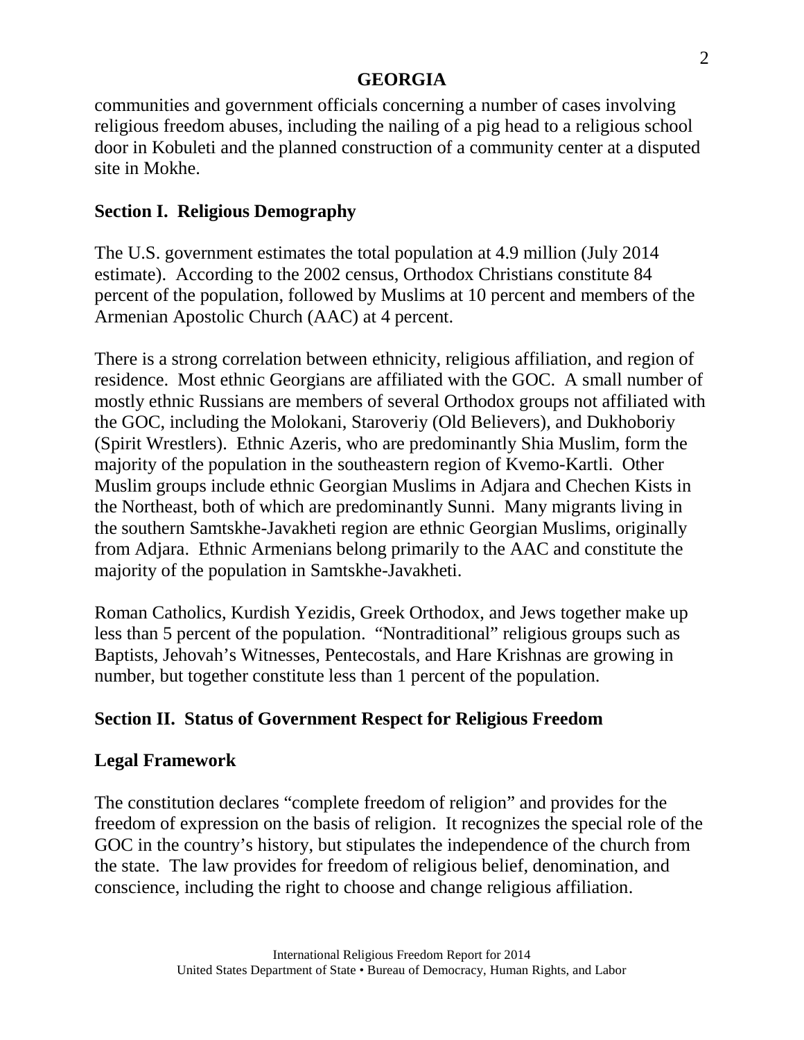communities and government officials concerning a number of cases involving religious freedom abuses, including the nailing of a pig head to a religious school door in Kobuleti and the planned construction of a community center at a disputed site in Mokhe.

## Section I. Religious Demography

The U.S. government estimates the total population at 4.9 million (July 2014 estimate). According to the 2002 census, Orthodox Christians constitute 84 percent of the population, followed by Muslims at 10 percent and members of the Armenian Apostolic Church (AAC) at 4 percent.

There is a strong correlation between ethnicity, religious affiliation, and region of residence. Most ethnic Georgians are affiliated with the GOC. A small number of mostly ethnic Russians are members of several Orthodox groups not affiliated with the GOC, including the Molokani, Staroveriy (Old Believers), and Dukhoboriy (Spirit Wrestlers). Ethnic Azeris, who are predominantly Shia Muslim, form the majority of the population in the southeastern region of Kvemo-Kartli. Other Muslim groups include ethnic Georgian Muslims in Adjara and Chechen Kists in the Northeast, both of which are predominantly Sunni. Many migrants living in the southern Samtskhe-Javakheti region are ethnic Georgian Muslims, originally from Adjara. Ethnic Armenians belong primarily to the AAC and constitute the majority of the population in Samtskhe-Javakheti.

Roman Catholics, Kurdish Yezidis, Greek Orthodox, and Jews together make up less than 5 percent of the population. "Nontraditional" religious groups such as Baptists, Jehovah's Witnesses, Pentecostals, and Hare Krishnas are growing in number, but together constitute less than 1 percent of the population.

## Section II. Status of Government Respect for Religious Freedom

### Legal Framework

The constitution declares "complete freedom of religion" and provides for the freedom of expression on the basis of religion. It recognizes the special role of the GOC in the country's history, but stipulates the independence of the church from the state. The law provides for freedom of religious belief, denomination, and conscience, including the right to choose and change religious affiliation.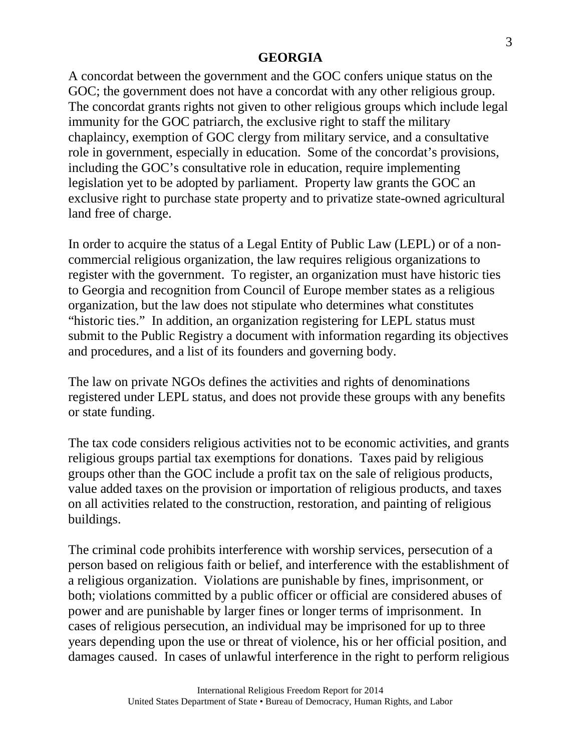A concordat between the government and the GOC confers unique status on the GOC; the government does not have a concordat with any other religious group. The concordat grants rights not given to other religious groups which include legal immunity for the GOC patriarch, the exclusive right to staff the military chaplaincy, exemption of GOC clergy from military service, and a consultative role in government, especially in education. Some of the concordat's provisions, including the GOC's consultative role in education, require implementing legislation yet to be adopted by parliament. Property law grants the GOC an exclusive right to purchase state property and to privatize state-owned agricultural land free of charge.

In order to acquire the status of a Legal Entity of Public Law (LEPL) or of a non-commercial religious organization, the law requires religious organizations to register with the government. To register, an organization must have historic ties to Georgia and recognition from Council of Europe member states as a religious organization, but the law does not stipulate who determines what constitutes "historic ties." In addition, an organization registering for LEPL status must submit to the Public Registry a document with information regarding its objectives and procedures, and a list of its founders and governing body.

The law on private NGOs defines the activities and rights of denominations registered under LEPL status, and does not provide these groups with any benefits or state funding.

The tax code considers religious activities not to be economic activities, and grants religious groups partial tax exemptions for donations. Taxes paid by religious groups other than the GOC include a profit tax on the sale of religious products, value added taxes on the provision or importation of religious products, and taxes on all activities related to the construction, restoration, and painting of religious buildings.

The criminal code prohibits interference with worship services, persecution of a person based on religious faith or belief, and interference with the establishment of a religious organization. Violations are punishable by fines, imprisonment, or both; violations committed by a public officer or official are considered abuses of power and are punishable by larger fines or longer terms of imprisonment. In cases of religious persecution, an individual may be imprisoned for up to three years depending upon the use or threat of violence, his or her official position, and damages caused. In cases of unlawful interference in the right to perform religious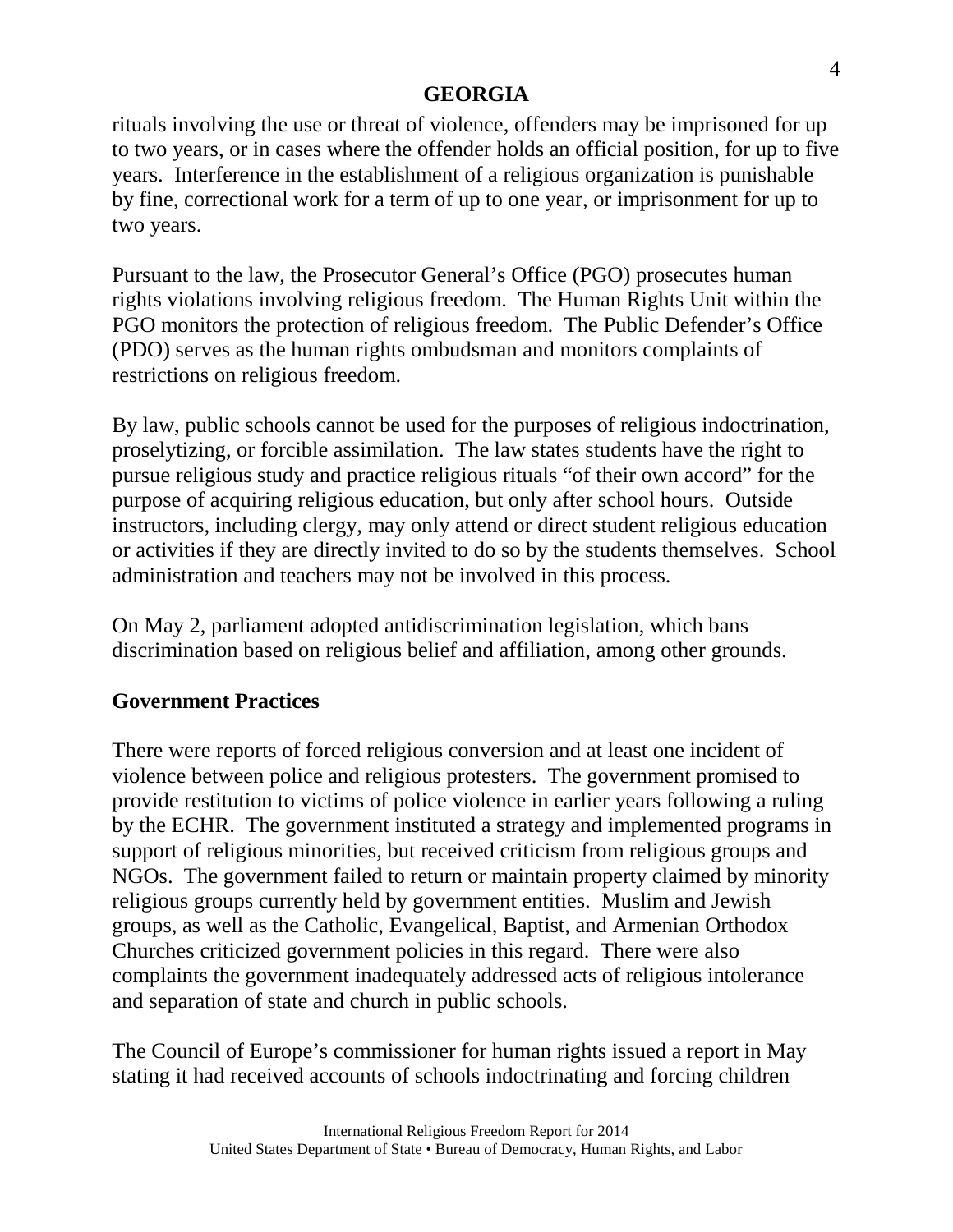rituals involving the use or threat of violence, offenders may be imprisoned for up to two years, or in cases where the offender holds an official position, for up to five years. Interference in the establishment of a religious organization is punishable by fine, correctional work for a term of up to one year, or imprisonment for up to two years.

Pursuant to the law, the Prosecutor General's Office (PGO) prosecutes human rights violations involving religious freedom. The Human Rights Unit within the PGO monitors the protection of religious freedom. The Public Defender's Office (PDO) serves as the human rights ombudsman and monitors complaints of restrictions on religious freedom.

By law, public schools cannot be used for the purposes of religious indoctrination, proselytizing, or forcible assimilation. The law states students have the right to pursue religious study and practice religious rituals "of their own accord" for the purpose of acquiring religious education, but only after school hours. Outside instructors, including clergy, may only attend or direct student religious education or activities if they are directly invited to do so by the students themselves. School administration and teachers may not be involved in this process.

On May 2, parliament adopted antidiscrimination legislation, which bans discrimination based on religious belief and affiliation, among other grounds.

## Government Practices

There were reports of forced religious conversion and at least one incident of violence between police and religious protesters. The government promised to provide restitution to victims of police violence in earlier years following a ruling by the ECHR. The government instituted a strategy and implemented programs in support of religious minorities, but received criticism from religious groups and NGOs. The government failed to return or maintain property claimed by minority religious groups currently held by government entities. Muslim and Jewish groups, as well as the Catholic, Evangelical, Baptist, and Armenian Orthodox Churches criticized government policies in this regard. There were also complaints the government inadequately addressed acts of religious intolerance and separation of state and church in public schools.

The Council of Europe's commissioner for human rights issued a report in May stating it had received accounts of schools indoctrinating and forcing children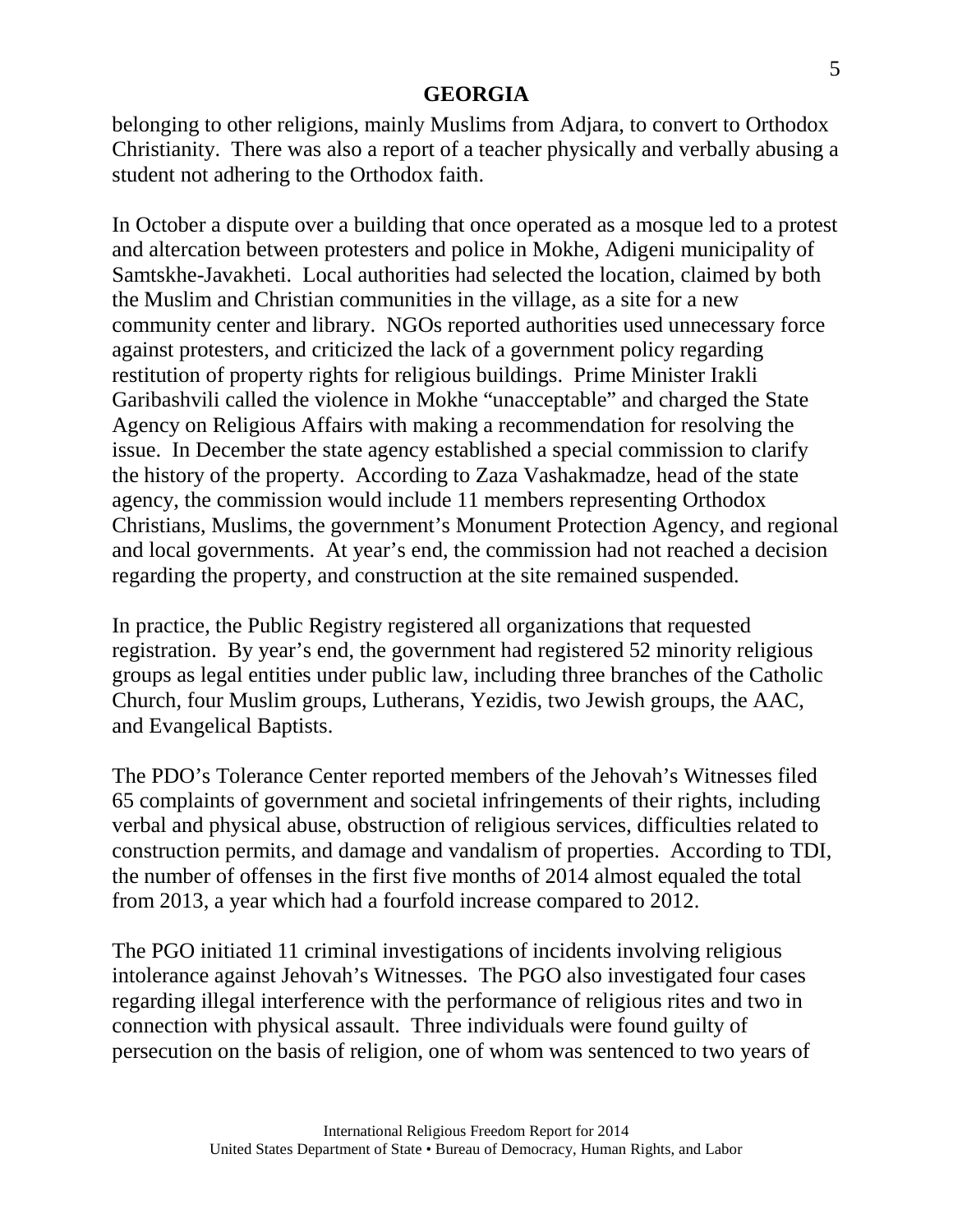belonging to other religions, mainly Muslims from Adjara, to convert to Orthodox Christianity. There was also a report of a teacher physically and verbally abusing a student not adhering to the Orthodox faith.

In October a dispute over a building that once operated as a mosque led to a protest and altercation between protesters and police in Mokhe, Adigeni municipality of Samtskhe-Javakheti. Local authorities had selected the location, claimed by both the Muslim and Christian communities in the village, as a site for a new community center and library. NGOs reported authorities used unnecessary force against protesters, and criticized the lack of a government policy regarding restitution of property rights for religious buildings. Prime Minister Irakli Garibashvili called the violence in Mokhe "unacceptable" and charged the State Agency on Religious Affairs with making a recommendation for resolving the issue. In December the state agency established a special commission to clarify the history of the property. According to Zaza Vashakmadze, head of the state agency, the commission would include 11 members representing Orthodox Christians, Muslims, the government's Monument Protection Agency, and regional and local governments. At year's end, the commission had not reached a decision regarding the property, and construction at the site remained suspended.

In practice, the Public Registry registered all organizations that requested registration. By year's end, the government had registered 52 minority religious groups as legal entities under public law, including three branches of the Catholic Church, four Muslim groups, Lutherans, Yezidis, two Jewish groups, the AAC, and Evangelical Baptists.

The PDO's Tolerance Center reported members of the Jehovah's Witnesses filed 65 complaints of government and societal infringements of their rights, including verbal and physical abuse, obstruction of religious services, difficulties related to construction permits, and damage and vandalism of properties. According to TDI, the number of offenses in the first five months of 2014 almost equaled the total from 2013, a year which had a fourfold increase compared to 2012.

The PGO initiated 11 criminal investigations of incidents involving religious intolerance against Jehovah's Witnesses. The PGO also investigated four cases regarding illegal interference with the performance of religious rites and two in connection with physical assault. Three individuals were found guilty of persecution on the basis of religion, one of whom was sentenced to two years of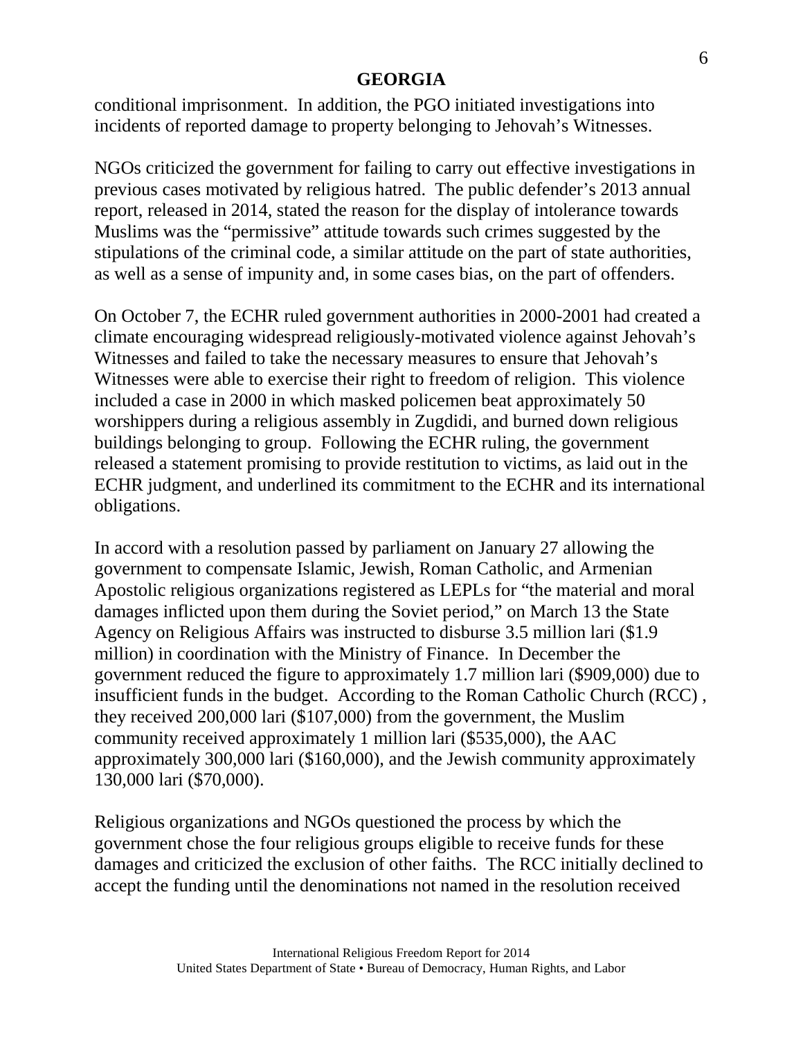conditional imprisonment. In addition, the PGO initiated investigations into incidents of reported damage to property belonging to Jehovah's Witnesses.

NGOs criticized the government for failing to carry out effective investigations in previous cases motivated by religious hatred. The public defender's 2013 annual report, released in 2014, stated the reason for the display of intolerance towards Muslims was the "permissive" attitude towards such crimes suggested by the stipulations of the criminal code, a similar attitude on the part of state authorities, as well as a sense of impunity and, in some cases bias, on the part of offenders.

On October 7, the ECHR ruled government authorities in 2000-2001 had created a climate encouraging widespread religiously-motivated violence against Jehovah's Witnesses and failed to take the necessary measures to ensure that Jehovah's Witnesses were able to exercise their right to freedom of religion. This violence included a case in 2000 in which masked policemen beat approximately 50 worshippers during a religious assembly in Zugdidi, and burned down religious buildings belonging to group. Following the ECHR ruling, the government released a statement promising to provide restitution to victims, as laid out in the ECHR judgment, and underlined its commitment to the ECHR and its international obligations.

In accord with a resolution passed by parliament on January 27 allowing the government to compensate Islamic, Jewish, Roman Catholic, and Armenian Apostolic religious organizations registered as LEPLs for "the material and moral damages inflicted upon them during the Soviet period," on March 13 the State Agency on Religious Affairs was instructed to disburse 3.5 million lari ($1.9 million) in coordination with the Ministry of Finance. In December the government reduced the figure to approximately 1.7 million lari ($909,000) due to insufficient funds in the budget. According to the Roman Catholic Church (RCC) , they received 200,000 lari ($107,000) from the government, the Muslim community received approximately 1 million lari ($535,000), the AAC approximately 300,000 lari ($160,000), and the Jewish community approximately 130,000 lari ($70,000).

Religious organizations and NGOs questioned the process by which the government chose the four religious groups eligible to receive funds for these damages and criticized the exclusion of other faiths. The RCC initially declined to accept the funding until the denominations not named in the resolution received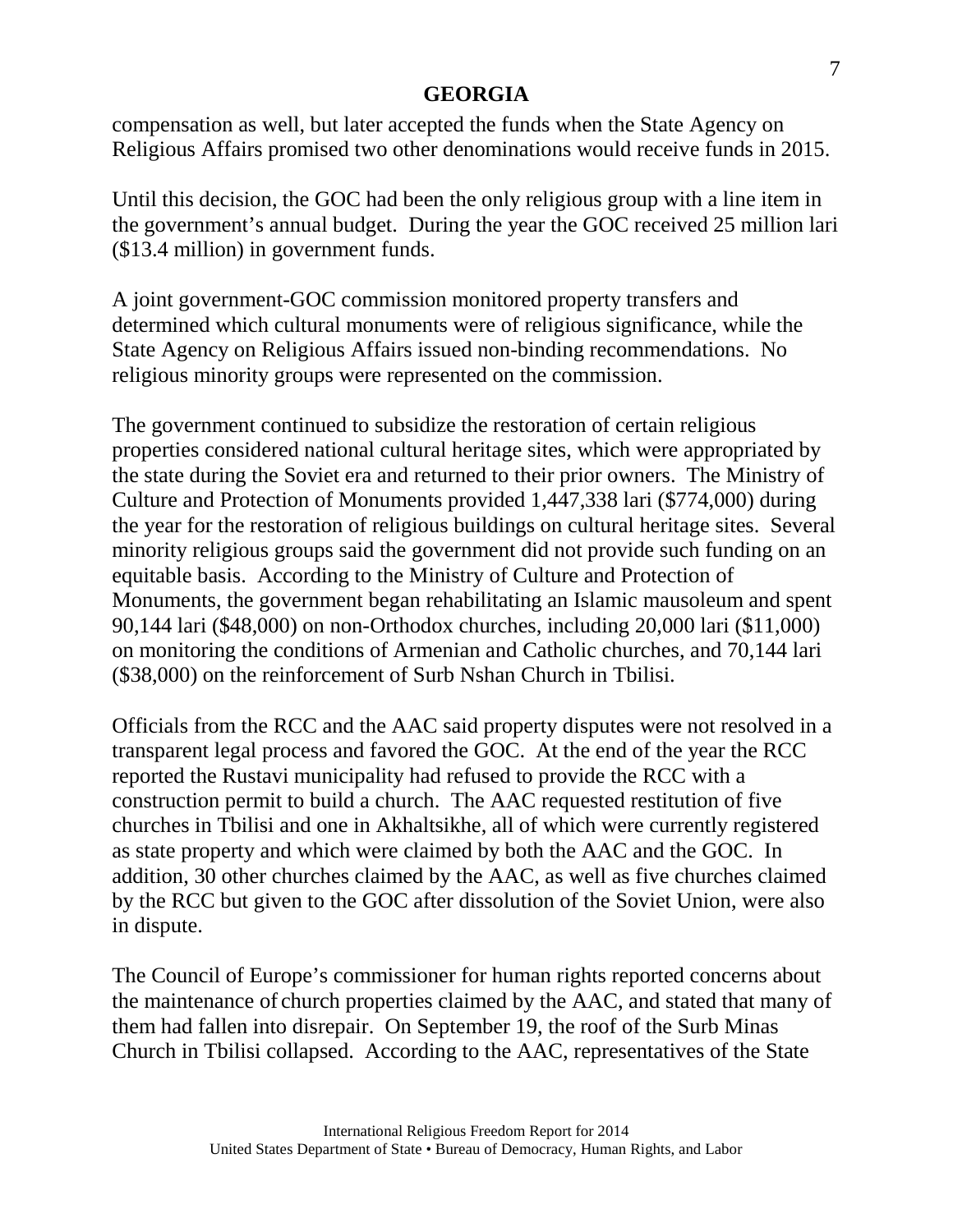compensation as well, but later accepted the funds when the State Agency on Religious Affairs promised two other denominations would receive funds in 2015.

Until this decision, the GOC had been the only religious group with a line item in the government's annual budget. During the year the GOC received 25 million lari ($13.4 million) in government funds.

A joint government-GOC commission monitored property transfers and determined which cultural monuments were of religious significance, while the State Agency on Religious Affairs issued non-binding recommendations. No religious minority groups were represented on the commission.

The government continued to subsidize the restoration of certain religious properties considered national cultural heritage sites, which were appropriated by the state during the Soviet era and returned to their prior owners. The Ministry of Culture and Protection of Monuments provided 1,447,338 lari ($774,000) during the year for the restoration of religious buildings on cultural heritage sites. Several minority religious groups said the government did not provide such funding on an equitable basis. According to the Ministry of Culture and Protection of Monuments, the government began rehabilitating an Islamic mausoleum and spent 90,144 lari ($48,000) on non-Orthodox churches, including 20,000 lari ($11,000) on monitoring the conditions of Armenian and Catholic churches, and 70,144 lari ($38,000) on the reinforcement of Surb Nshan Church in Tbilisi.

Officials from the RCC and the AAC said property disputes were not resolved in a transparent legal process and favored the GOC. At the end of the year the RCC reported the Rustavi municipality had refused to provide the RCC with a construction permit to build a church. The AAC requested restitution of five churches in Tbilisi and one in Akhaltsikhe, all of which were currently registered as state property and which were claimed by both the AAC and the GOC. In addition, 30 other churches claimed by the AAC, as well as five churches claimed by the RCC but given to the GOC after dissolution of the Soviet Union, were also in dispute.

The Council of Europe's commissioner for human rights reported concerns about the maintenance of church properties claimed by the AAC, and stated that many of them had fallen into disrepair. On September 19, the roof of the Surb Minas Church in Tbilisi collapsed. According to the AAC, representatives of the State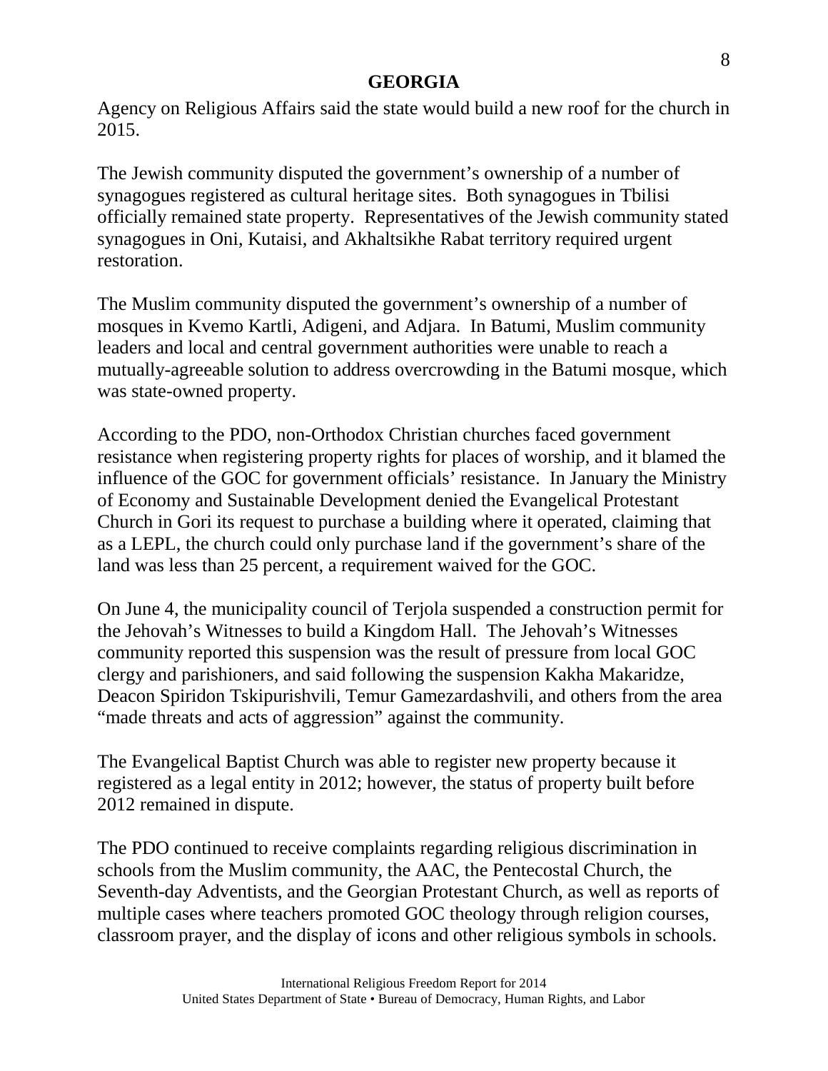Agency on Religious Affairs said the state would build a new roof for the church in 2015.

The Jewish community disputed the government's ownership of a number of synagogues registered as cultural heritage sites. Both synagogues in Tbilisi officially remained state property. Representatives of the Jewish community stated synagogues in Oni, Kutaisi, and Akhaltsikhe Rabat territory required urgent restoration.

The Muslim community disputed the government's ownership of a number of mosques in Kvemo Kartli, Adigeni, and Adjara. In Batumi, Muslim community leaders and local and central government authorities were unable to reach a mutually-agreeable solution to address overcrowding in the Batumi mosque, which was state-owned property.

According to the PDO, non-Orthodox Christian churches faced government resistance when registering property rights for places of worship, and it blamed the influence of the GOC for government officials' resistance. In January the Ministry of Economy and Sustainable Development denied the Evangelical Protestant Church in Gori its request to purchase a building where it operated, claiming that as a LEPL, the church could only purchase land if the government's share of the land was less than 25 percent, a requirement waived for the GOC.

On June 4, the municipality council of Terjola suspended a construction permit for the Jehovah's Witnesses to build a Kingdom Hall. The Jehovah's Witnesses community reported this suspension was the result of pressure from local GOC clergy and parishioners, and said following the suspension Kakha Makaridze, Deacon Spiridon Tskipurishvili, Temur Gamezardashvili, and others from the area "made threats and acts of aggression" against the community.

The Evangelical Baptist Church was able to register new property because it registered as a legal entity in 2012; however, the status of property built before 2012 remained in dispute.

The PDO continued to receive complaints regarding religious discrimination in schools from the Muslim community, the AAC, the Pentecostal Church, the Seventh-day Adventists, and the Georgian Protestant Church, as well as reports of multiple cases where teachers promoted GOC theology through religion courses, classroom prayer, and the display of icons and other religious symbols in schools.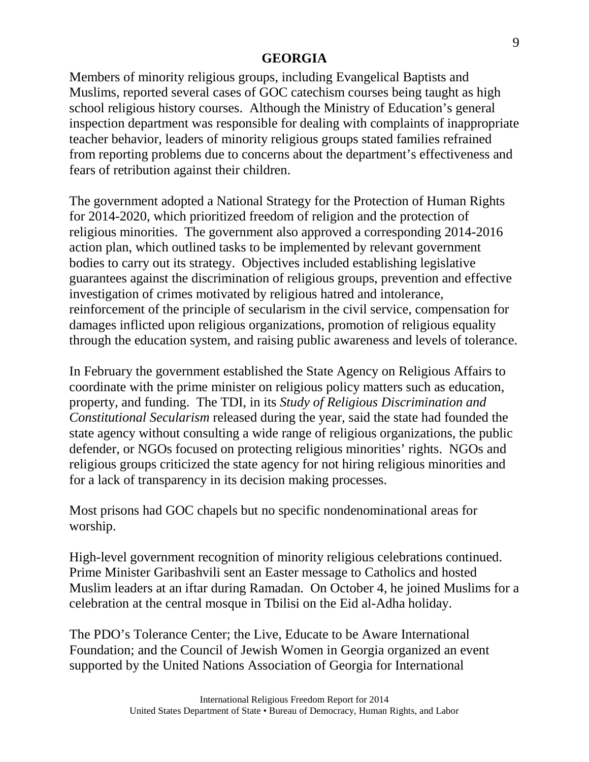Members of minority religious groups, including Evangelical Baptists and Muslims, reported several cases of GOC catechism courses being taught as high school religious history courses. Although the Ministry of Education's general inspection department was responsible for dealing with complaints of inappropriate teacher behavior, leaders of minority religious groups stated families refrained from reporting problems due to concerns about the department's effectiveness and fears of retribution against their children.

The government adopted a National Strategy for the Protection of Human Rights for 2014-2020, which prioritized freedom of religion and the protection of religious minorities. The government also approved a corresponding 2014-2016 action plan, which outlined tasks to be implemented by relevant government bodies to carry out its strategy. Objectives included establishing legislative guarantees against the discrimination of religious groups, prevention and effective investigation of crimes motivated by religious hatred and intolerance, reinforcement of the principle of secularism in the civil service, compensation for damages inflicted upon religious organizations, promotion of religious equality through the education system, and raising public awareness and levels of tolerance.

In February the government established the State Agency on Religious Affairs to coordinate with the prime minister on religious policy matters such as education, property, and funding. The TDI, in its *Study of Religious Discrimination and Constitutional Secularism* released during the year, said the state had founded the state agency without consulting a wide range of religious organizations, the public defender, or NGOs focused on protecting religious minorities' rights. NGOs and religious groups criticized the state agency for not hiring religious minorities and for a lack of transparency in its decision making processes.

Most prisons had GOC chapels but no specific nondenominational areas for worship.

High-level government recognition of minority religious celebrations continued. Prime Minister Garibashvili sent an Easter message to Catholics and hosted Muslim leaders at an iftar during Ramadan. On October 4, he joined Muslims for a celebration at the central mosque in Tbilisi on the Eid al-Adha holiday.

The PDO's Tolerance Center; the Live, Educate to be Aware International Foundation; and the Council of Jewish Women in Georgia organized an event supported by the United Nations Association of Georgia for International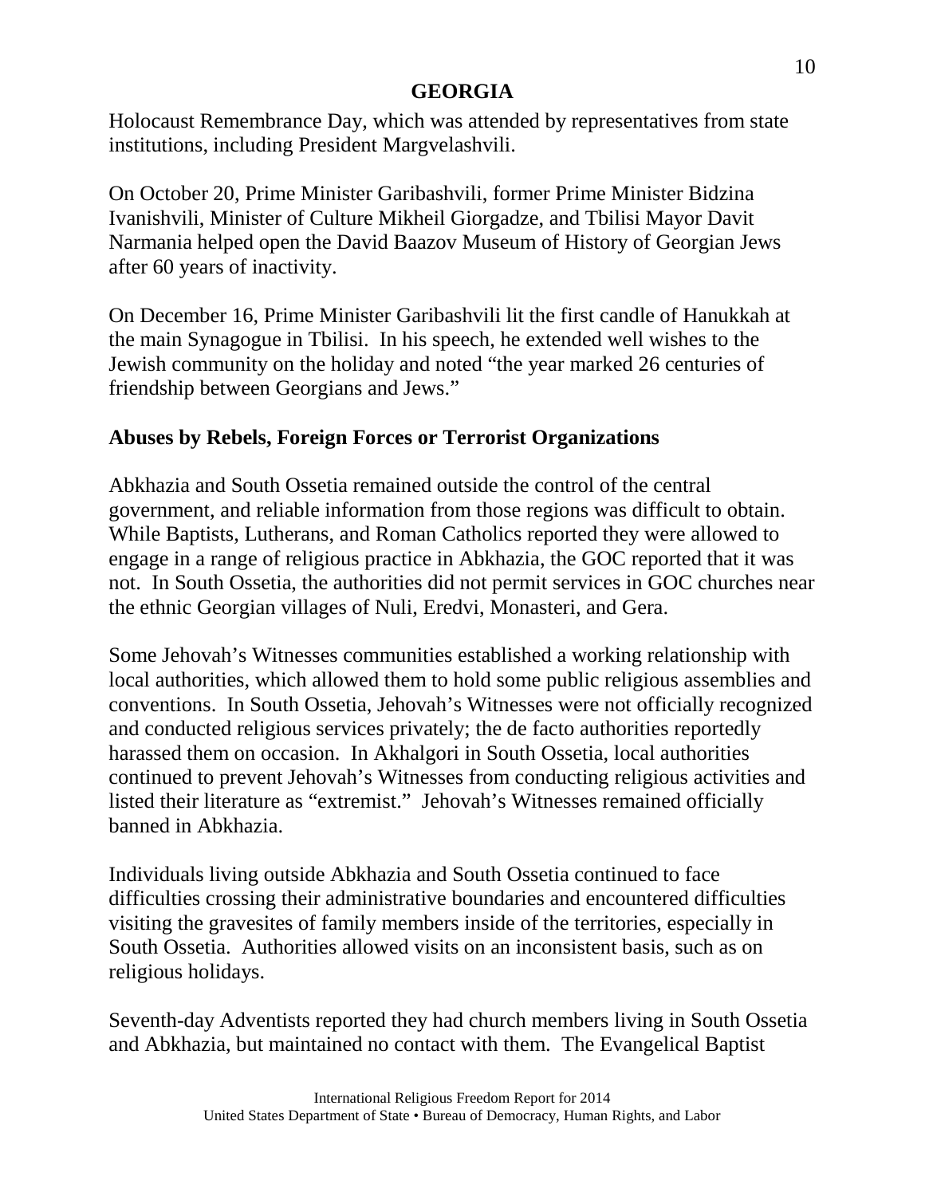Holocaust Remembrance Day, which was attended by representatives from state institutions, including President Margvelashvili.

On October 20, Prime Minister Garibashvili, former Prime Minister Bidzina Ivanishvili, Minister of Culture Mikheil Giorgadze, and Tbilisi Mayor Davit Narmania helped open the David Baazov Museum of History of Georgian Jews after 60 years of inactivity.

On December 16, Prime Minister Garibashvili lit the first candle of Hanukkah at the main Synagogue in Tbilisi. In his speech, he extended well wishes to the Jewish community on the holiday and noted "the year marked 26 centuries of friendship between Georgians and Jews."

## Abuses by Rebels, Foreign Forces or Terrorist Organizations

Abkhazia and South Ossetia remained outside the control of the central government, and reliable information from those regions was difficult to obtain. While Baptists, Lutherans, and Roman Catholics reported they were allowed to engage in a range of religious practice in Abkhazia, the GOC reported that it was not. In South Ossetia, the authorities did not permit services in GOC churches near the ethnic Georgian villages of Nuli, Eredvi, Monasteri, and Gera.

Some Jehovah's Witnesses communities established a working relationship with local authorities, which allowed them to hold some public religious assemblies and conventions. In South Ossetia, Jehovah's Witnesses were not officially recognized and conducted religious services privately; the de facto authorities reportedly harassed them on occasion. In Akhalgori in South Ossetia, local authorities continued to prevent Jehovah's Witnesses from conducting religious activities and listed their literature as "extremist." Jehovah's Witnesses remained officially banned in Abkhazia.

Individuals living outside Abkhazia and South Ossetia continued to face difficulties crossing their administrative boundaries and encountered difficulties visiting the gravesites of family members inside of the territories, especially in South Ossetia. Authorities allowed visits on an inconsistent basis, such as on religious holidays.

Seventh-day Adventists reported they had church members living in South Ossetia and Abkhazia, but maintained no contact with them. The Evangelical Baptist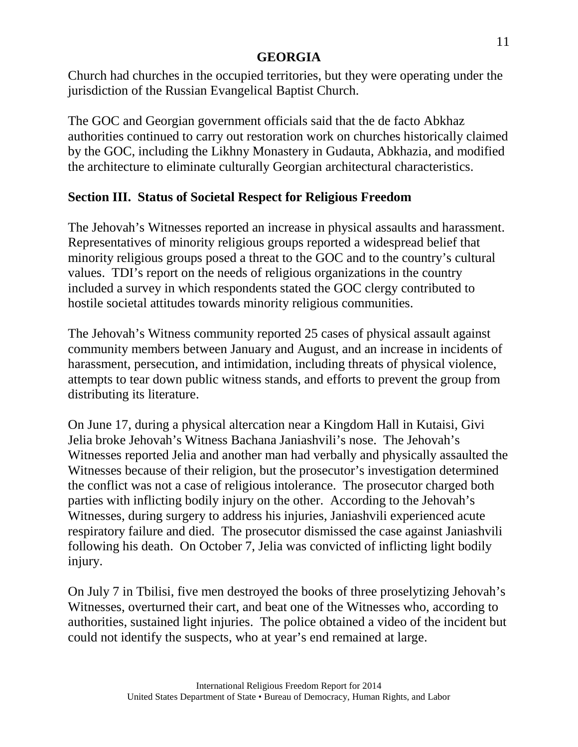Church had churches in the occupied territories, but they were operating under the jurisdiction of the Russian Evangelical Baptist Church.

The GOC and Georgian government officials said that the de facto Abkhaz authorities continued to carry out restoration work on churches historically claimed by the GOC, including the Likhny Monastery in Gudauta, Abkhazia, and modified the architecture to eliminate culturally Georgian architectural characteristics.

## Section III. Status of Societal Respect for Religious Freedom

The Jehovah's Witnesses reported an increase in physical assaults and harassment. Representatives of minority religious groups reported a widespread belief that minority religious groups posed a threat to the GOC and to the country's cultural values. TDI's report on the needs of religious organizations in the country included a survey in which respondents stated the GOC clergy contributed to hostile societal attitudes towards minority religious communities.

The Jehovah's Witness community reported 25 cases of physical assault against community members between January and August, and an increase in incidents of harassment, persecution, and intimidation, including threats of physical violence, attempts to tear down public witness stands, and efforts to prevent the group from distributing its literature.

On June 17, during a physical altercation near a Kingdom Hall in Kutaisi, Givi Jelia broke Jehovah's Witness Bachana Janiashvili's nose. The Jehovah's Witnesses reported Jelia and another man had verbally and physically assaulted the Witnesses because of their religion, but the prosecutor's investigation determined the conflict was not a case of religious intolerance. The prosecutor charged both parties with inflicting bodily injury on the other. According to the Jehovah's Witnesses, during surgery to address his injuries, Janiashvili experienced acute respiratory failure and died. The prosecutor dismissed the case against Janiashvili following his death. On October 7, Jelia was convicted of inflicting light bodily injury.

On July 7 in Tbilisi, five men destroyed the books of three proselytizing Jehovah's Witnesses, overturned their cart, and beat one of the Witnesses who, according to authorities, sustained light injuries. The police obtained a video of the incident but could not identify the suspects, who at year's end remained at large.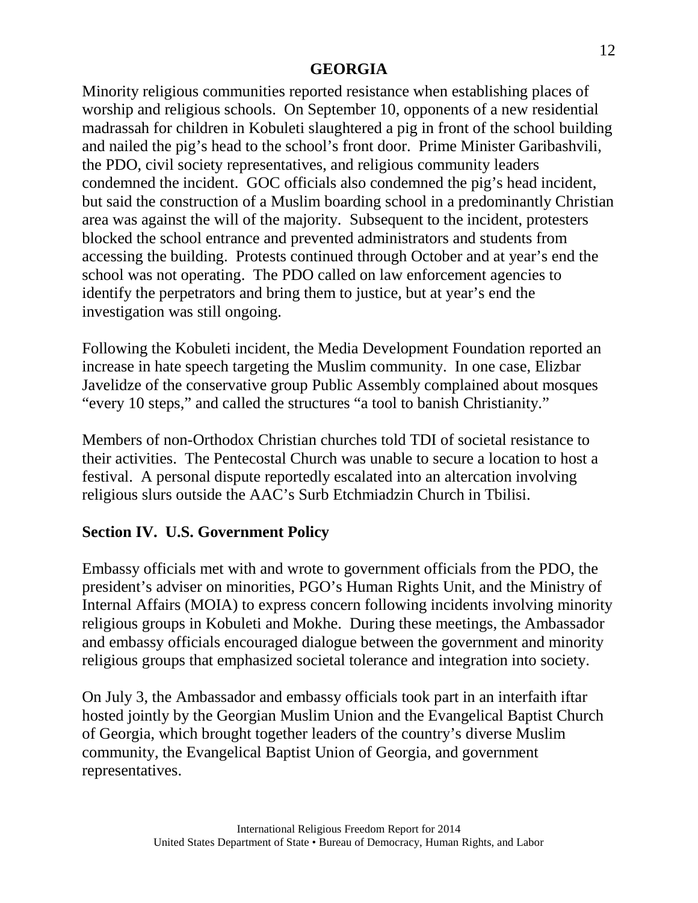Minority religious communities reported resistance when establishing places of worship and religious schools. On September 10, opponents of a new residential madrassah for children in Kobuleti slaughtered a pig in front of the school building and nailed the pig's head to the school's front door. Prime Minister Garibashvili, the PDO, civil society representatives, and religious community leaders condemned the incident. GOC officials also condemned the pig's head incident, but said the construction of a Muslim boarding school in a predominantly Christian area was against the will of the majority. Subsequent to the incident, protesters blocked the school entrance and prevented administrators and students from accessing the building. Protests continued through October and at year's end the school was not operating. The PDO called on law enforcement agencies to identify the perpetrators and bring them to justice, but at year's end the investigation was still ongoing.

Following the Kobuleti incident, the Media Development Foundation reported an increase in hate speech targeting the Muslim community. In one case, Elizbar Javelidze of the conservative group Public Assembly complained about mosques "every 10 steps," and called the structures "a tool to banish Christianity."

Members of non-Orthodox Christian churches told TDI of societal resistance to their activities. The Pentecostal Church was unable to secure a location to host a festival. A personal dispute reportedly escalated into an altercation involving religious slurs outside the AAC's Surb Etchmiadzin Church in Tbilisi.

## Section IV. U.S. Government Policy

Embassy officials met with and wrote to government officials from the PDO, the president's adviser on minorities, PGO's Human Rights Unit, and the Ministry of Internal Affairs (MOIA) to express concern following incidents involving minority religious groups in Kobuleti and Mokhe. During these meetings, the Ambassador and embassy officials encouraged dialogue between the government and minority religious groups that emphasized societal tolerance and integration into society.

On July 3, the Ambassador and embassy officials took part in an interfaith iftar hosted jointly by the Georgian Muslim Union and the Evangelical Baptist Church of Georgia, which brought together leaders of the country's diverse Muslim community, the Evangelical Baptist Union of Georgia, and government representatives.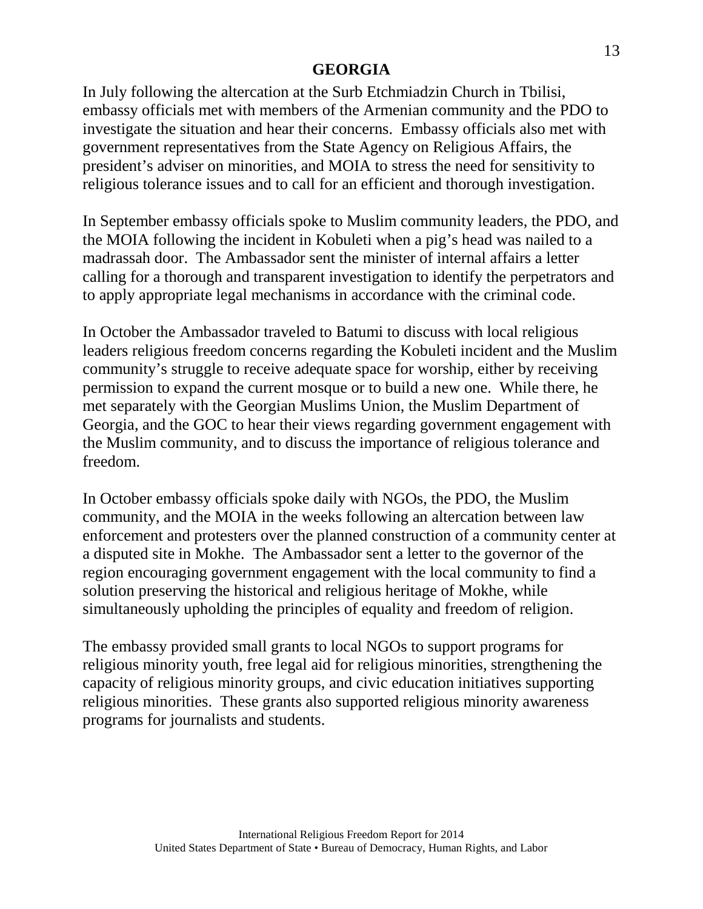In July following the altercation at the Surb Etchmiadzin Church in Tbilisi, embassy officials met with members of the Armenian community and the PDO to investigate the situation and hear their concerns. Embassy officials also met with government representatives from the State Agency on Religious Affairs, the president's adviser on minorities, and MOIA to stress the need for sensitivity to religious tolerance issues and to call for an efficient and thorough investigation.

In September embassy officials spoke to Muslim community leaders, the PDO, and the MOIA following the incident in Kobuleti when a pig's head was nailed to a madrassah door. The Ambassador sent the minister of internal affairs a letter calling for a thorough and transparent investigation to identify the perpetrators and to apply appropriate legal mechanisms in accordance with the criminal code.

In October the Ambassador traveled to Batumi to discuss with local religious leaders religious freedom concerns regarding the Kobuleti incident and the Muslim community's struggle to receive adequate space for worship, either by receiving permission to expand the current mosque or to build a new one. While there, he met separately with the Georgian Muslims Union, the Muslim Department of Georgia, and the GOC to hear their views regarding government engagement with the Muslim community, and to discuss the importance of religious tolerance and freedom.

In October embassy officials spoke daily with NGOs, the PDO, the Muslim community, and the MOIA in the weeks following an altercation between law enforcement and protesters over the planned construction of a community center at a disputed site in Mokhe. The Ambassador sent a letter to the governor of the region encouraging government engagement with the local community to find a solution preserving the historical and religious heritage of Mokhe, while simultaneously upholding the principles of equality and freedom of religion.

The embassy provided small grants to local NGOs to support programs for religious minority youth, free legal aid for religious minorities, strengthening the capacity of religious minority groups, and civic education initiatives supporting religious minorities. These grants also supported religious minority awareness programs for journalists and students.